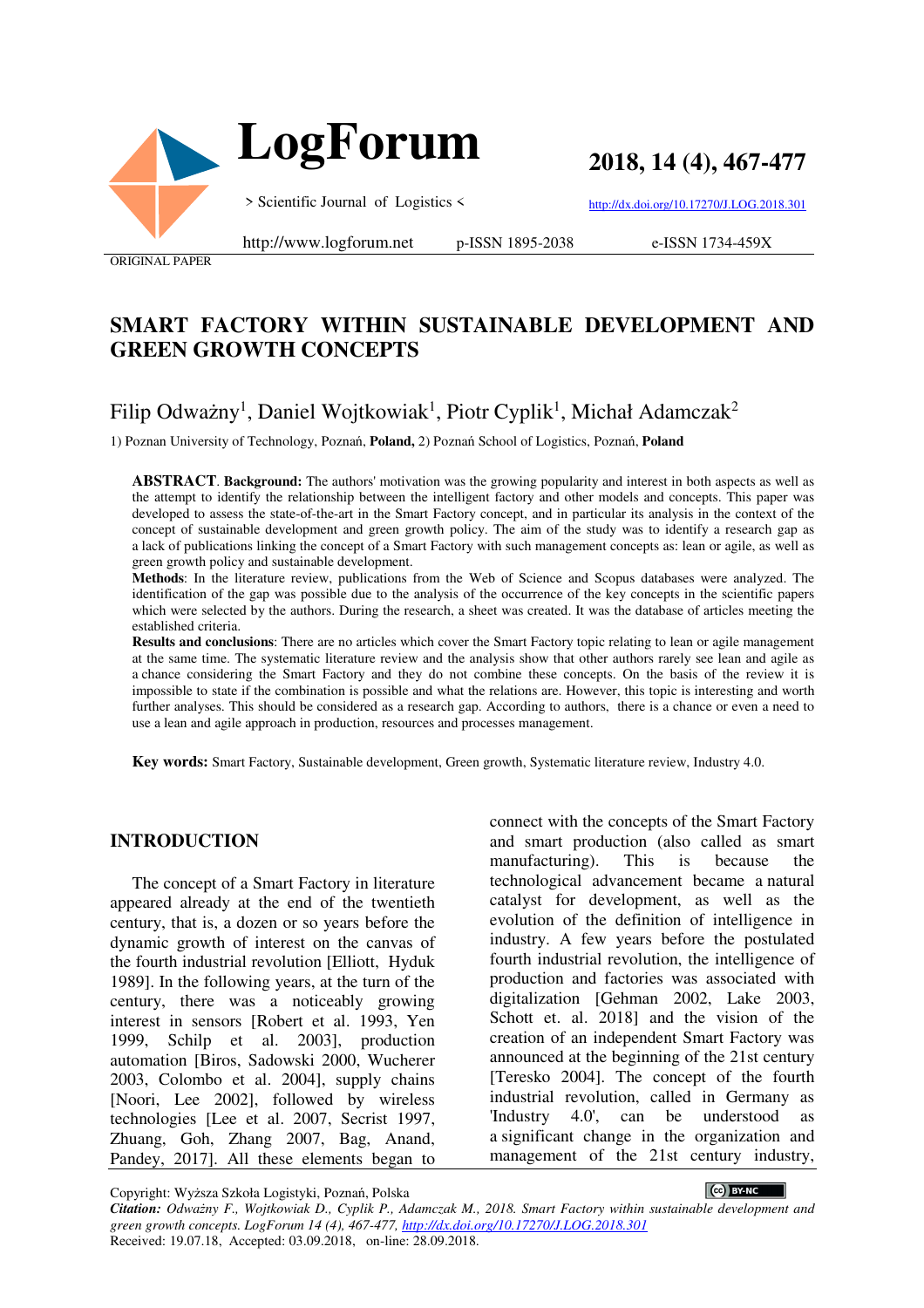LogForum

> Scientific Journal of Logistics <

http://www.logforum.net p-ISSN 1895-2038 e-ISSN 1734-459X

2018, 14 (4), 467-477

http://dx.doi.org/10.17270/J.LOG.2018.301

ORIGINAL PAPER

# SMART FACTORY WITHIN SUSTAINABLE DEVELOPMENT AND GREEN GROWTH CONCEPTS

Filip Odważny[1], Daniel Wojtkowiak[1], Piotr Cyplik[1], Michał Adamczak[2]

1) Poznan University of Technology, Poznań, **Poland,** 2) Poznań School of Logistics, Poznań, **Poland**

**ABSTRACT**. **Background:** The authors' motivation was the growing popularity and interest in both aspects as well as the attempt to identify the relationship between the intelligent factory and other models and concepts. This paper was developed to assess the state-of-the-art in the Smart Factory concept, and in particular its analysis in the context of the concept of sustainable development and green growth policy. The aim of the study was to identify a research gap as a lack of publications linking the concept of a Smart Factory with such management concepts as: lean or agile, as well as green growth policy and sustainable development.

**Methods**: In the literature review, publications from the Web of Science and Scopus databases were analyzed. The identification of the gap was possible due to the analysis of the occurrence of the key concepts in the scientific papers which were selected by the authors. During the research, a sheet was created. It was the database of articles meeting the established criteria.

**Results and conclusions**: There are no articles which cover the Smart Factory topic relating to lean or agile management at the same time. The systematic literature review and the analysis show that other authors rarely see lean and agile as a chance considering the Smart Factory and they do not combine these concepts. On the basis of the review it is impossible to state if the combination is possible and what the relations are. However, this topic is interesting and worth further analyses. This should be considered as a research gap. According to authors, there is a chance or even a need to use a lean and agile approach in production, resources and processes management.

**Key words:** Smart Factory, Sustainable development, Green growth, Systematic literature review, Industry 4.0.

## INTRODUCTION

The concept of a Smart Factory in literature appeared already at the end of the twentieth century, that is, a dozen or so years before the dynamic growth of interest on the canvas of the fourth industrial revolution [Elliott, Hyduk 1989]. In the following years, at the turn of the century, there was a noticeably growing interest in sensors [Robert et al. 1993, Yen 1999, Schilp et al. 2003], production automation [Biros, Sadowski 2000, Wucherer 2003, Colombo et al. 2004], supply chains [Noori, Lee 2002], followed by wireless technologies [Lee et al. 2007, Secrist 1997, Zhuang, Goh, Zhang 2007, Bag, Anand, Pandey, 2017]. All these elements began to connect with the concepts of the Smart Factory and smart production (also called as smart manufacturing). This is because the technological advancement became a natural catalyst for development, as well as the evolution of the definition of intelligence in industry. A few years before the postulated fourth industrial revolution, the intelligence of production and factories was associated with digitalization [Gehman 2002, Lake 2003, Schott et. al. 2018] and the vision of the creation of an independent Smart Factory was announced at the beginning of the 21st century [Teresko 2004]. The concept of the fourth industrial revolution, called in Germany as 'Industry 4.0', can be understood as a significant change in the organization and management of the 21st century industry,

Copyright: Wyższa Szkoła Logistyki, Poznań, Polska

*Citation: Odważny F., Wojtkowiak D., Cyplik P., Adamczak M., 2018. Smart Factory within sustainable development and green growth concepts. LogForum 14 (4), 467-477, http://dx.doi.org/10.17270/J.LOG.2018.301*

Received: 19.07.18, Accepted: 03.09.2018, on-line: 28.09.2018.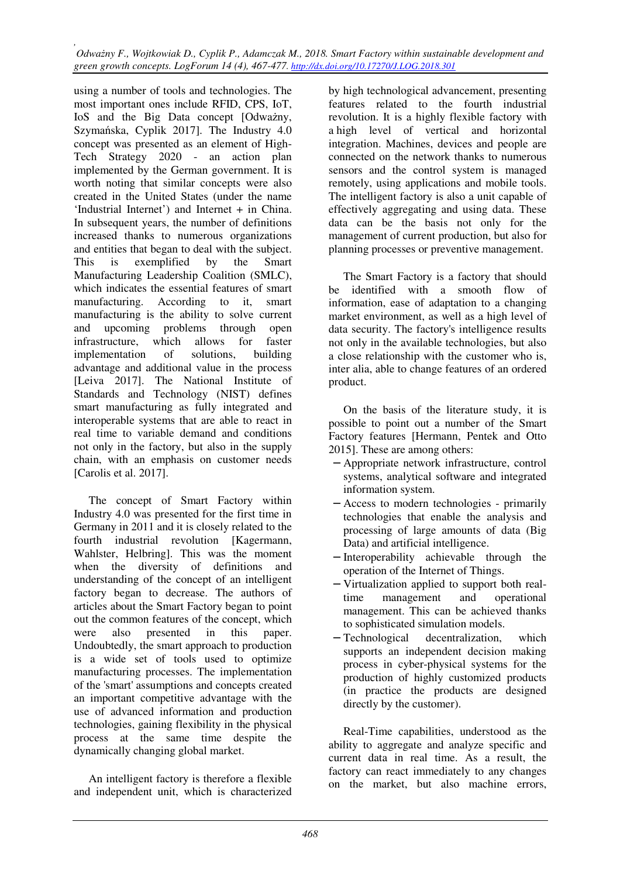using a number of tools and technologies. The most important ones include RFID, CPS, IoT, IoS and the Big Data concept [Odważny, Szymańska, Cyplik 2017]. The Industry 4.0 concept was presented as an element of High-Tech Strategy 2020 - an action plan implemented by the German government. It is worth noting that similar concepts were also created in the United States (under the name 'Industrial Internet') and Internet + in China. In subsequent years, the number of definitions increased thanks to numerous organizations and entities that began to deal with the subject. This is exemplified by the Smart Manufacturing Leadership Coalition (SMLC), which indicates the essential features of smart manufacturing. According to it, smart manufacturing is the ability to solve current and upcoming problems through open infrastructure, which allows for faster implementation of solutions, building advantage and additional value in the process [Leiva 2017]. The National Institute of Standards and Technology (NIST) defines smart manufacturing as fully integrated and interoperable systems that are able to react in real time to variable demand and conditions not only in the factory, but also in the supply chain, with an emphasis on customer needs [Carolis et al. 2017].

The concept of Smart Factory within Industry 4.0 was presented for the first time in Germany in 2011 and it is closely related to the fourth industrial revolution [Kagermann, Wahlster, Helbring]. This was the moment when the diversity of definitions and understanding of the concept of an intelligent factory began to decrease. The authors of articles about the Smart Factory began to point out the common features of the concept, which were also presented in this paper. Undoubtedly, the smart approach to production is a wide set of tools used to optimize manufacturing processes. The implementation of the 'smart' assumptions and concepts created an important competitive advantage with the use of advanced information and production technologies, gaining flexibility in the physical process at the same time despite the dynamically changing global market.

An intelligent factory is therefore a flexible and independent unit, which is characterized by high technological advancement, presenting features related to the fourth industrial revolution. It is a highly flexible factory with a high level of vertical and horizontal integration. Machines, devices and people are connected on the network thanks to numerous sensors and the control system is managed remotely, using applications and mobile tools. The intelligent factory is also a unit capable of effectively aggregating and using data. These data can be the basis not only for the management of current production, but also for planning processes or preventive management.

The Smart Factory is a factory that should be identified with a smooth flow of information, ease of adaptation to a changing market environment, as well as a high level of data security. The factory's intelligence results not only in the available technologies, but also a close relationship with the customer who is, inter alia, able to change features of an ordered product.

On the basis of the literature study, it is possible to point out a number of the Smart Factory features [Hermann, Pentek and Otto 2015]. These are among others:

- Appropriate network infrastructure, control systems, analytical software and integrated information system.
- Access to modern technologies - primarily technologies that enable the analysis and processing of large amounts of data (Big Data) and artificial intelligence.
- Interoperability achievable through the operation of the Internet of Things.
- Virtualization applied to support both real-time management and operational management. This can be achieved thanks to sophisticated simulation models.
- Technological decentralization, which supports an independent decision making process in cyber-physical systems for the production of highly customized products (in practice the products are designed directly by the customer).

Real-Time capabilities, understood as the ability to aggregate and analyze specific and current data in real time. As a result, the factory can react immediately to any changes on the market, but also machine errors,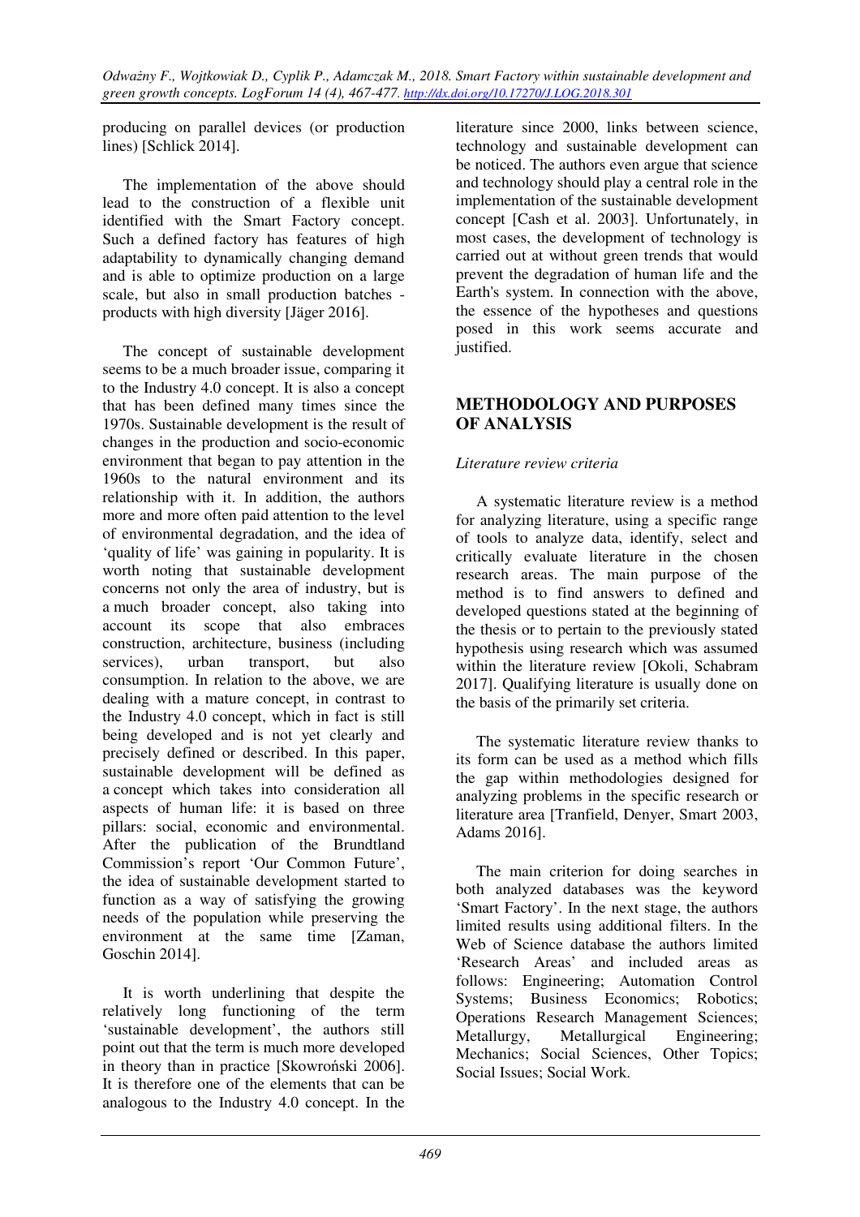producing on parallel devices (or production lines) [Schlick 2014].

The implementation of the above should lead to the construction of a flexible unit identified with the Smart Factory concept. Such a defined factory has features of high adaptability to dynamically changing demand and is able to optimize production on a large scale, but also in small production batches - products with high diversity [Jäger 2016].

The concept of sustainable development seems to be a much broader issue, comparing it to the Industry 4.0 concept. It is also a concept that has been defined many times since the 1970s. Sustainable development is the result of changes in the production and socio-economic environment that began to pay attention in the 1960s to the natural environment and its relationship with it. In addition, the authors more and more often paid attention to the level of environmental degradation, and the idea of 'quality of life' was gaining in popularity. It is worth noting that sustainable development concerns not only the area of industry, but is a much broader concept, also taking into account its scope that also embraces construction, architecture, business (including services), urban transport, but also consumption. In relation to the above, we are dealing with a mature concept, in contrast to the Industry 4.0 concept, which in fact is still being developed and is not yet clearly and precisely defined or described. In this paper, sustainable development will be defined as a concept which takes into consideration all aspects of human life: it is based on three pillars: social, economic and environmental. After the publication of the Brundtland Commission's report 'Our Common Future', the idea of sustainable development started to function as a way of satisfying the growing needs of the population while preserving the environment at the same time [Zaman, Goschin 2014].

It is worth underlining that despite the relatively long functioning of the term 'sustainable development', the authors still point out that the term is much more developed in theory than in practice [Skowroński 2006]. It is therefore one of the elements that can be analogous to the Industry 4.0 concept. In the literature since 2000, links between science, technology and sustainable development can be noticed. The authors even argue that science and technology should play a central role in the implementation of the sustainable development concept [Cash et al. 2003]. Unfortunately, in most cases, the development of technology is carried out at without green trends that would prevent the degradation of human life and the Earth's system. In connection with the above, the essence of the hypotheses and questions posed in this work seems accurate and justified.

## METHODOLOGY AND PURPOSES OF ANALYSIS

### *Literature review criteria*

A systematic literature review is a method for analyzing literature, using a specific range of tools to analyze data, identify, select and critically evaluate literature in the chosen research areas. The main purpose of the method is to find answers to defined and developed questions stated at the beginning of the thesis or to pertain to the previously stated hypothesis using research which was assumed within the literature review [Okoli, Schabram 2017]. Qualifying literature is usually done on the basis of the primarily set criteria.

The systematic literature review thanks to its form can be used as a method which fills the gap within methodologies designed for analyzing problems in the specific research or literature area [Tranfield, Denyer, Smart 2003, Adams 2016].

The main criterion for doing searches in both analyzed databases was the keyword 'Smart Factory'. In the next stage, the authors limited results using additional filters. In the Web of Science database the authors limited 'Research Areas' and included areas as follows: Engineering; Automation Control Systems; Business Economics; Robotics; Operations Research Management Sciences; Metallurgy, Metallurgical Engineering; Mechanics; Social Sciences, Other Topics; Social Issues; Social Work.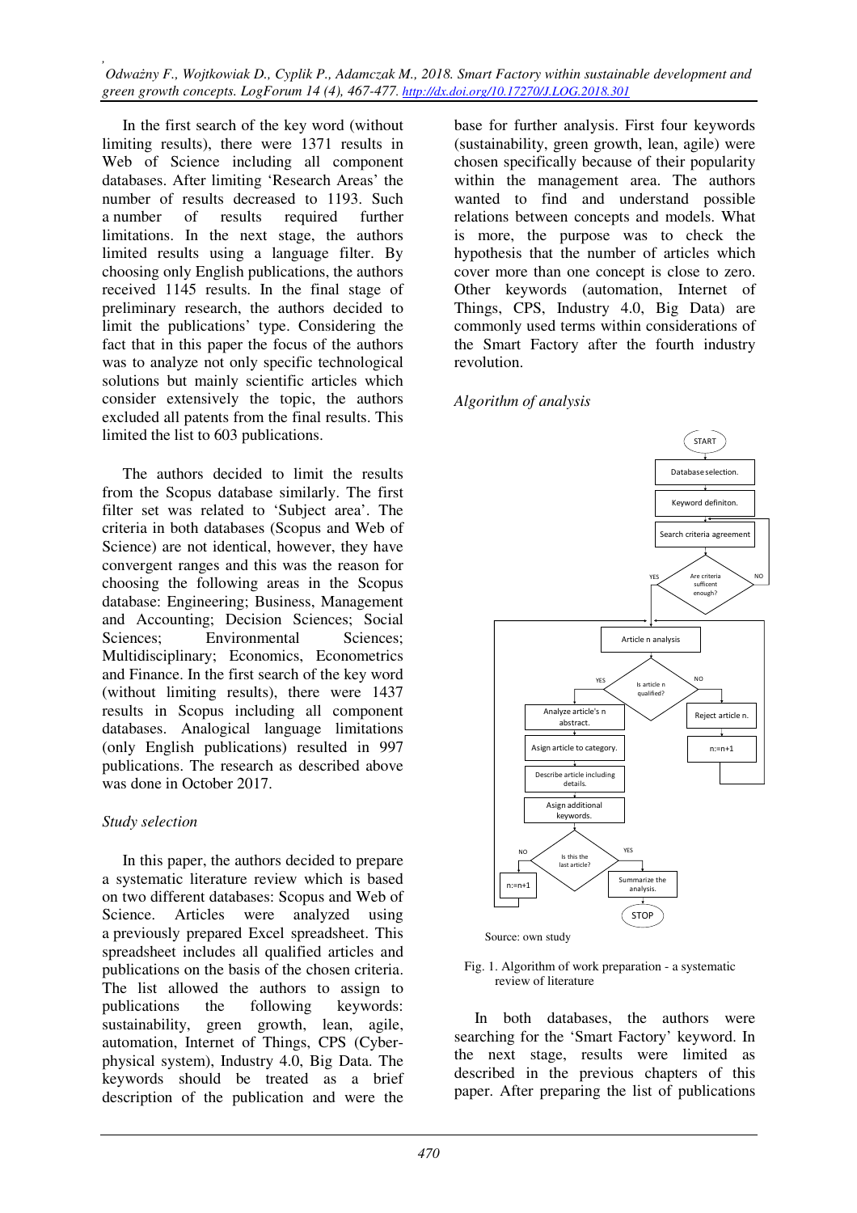In the first search of the key word (without limiting results), there were 1371 results in Web of Science including all component databases. After limiting 'Research Areas' the number of results decreased to 1193. Such a number of results required further limitations. In the next stage, the authors limited results using a language filter. By choosing only English publications, the authors received 1145 results. In the final stage of preliminary research, the authors decided to limit the publications' type. Considering the fact that in this paper the focus of the authors was to analyze not only specific technological solutions but mainly scientific articles which consider extensively the topic, the authors excluded all patents from the final results. This limited the list to 603 publications.

The authors decided to limit the results from the Scopus database similarly. The first filter set was related to 'Subject area'. The criteria in both databases (Scopus and Web of Science) are not identical, however, they have convergent ranges and this was the reason for choosing the following areas in the Scopus database: Engineering; Business, Management and Accounting; Decision Sciences; Social Sciences; Environmental Sciences; Multidisciplinary; Economics, Econometrics and Finance. In the first search of the key word (without limiting results), there were 1437 results in Scopus including all component databases. Analogical language limitations (only English publications) resulted in 997 publications. The research as described above was done in October 2017.

*Study selection*

In this paper, the authors decided to prepare a systematic literature review which is based on two different databases: Scopus and Web of Science. Articles were analyzed using a previously prepared Excel spreadsheet. This spreadsheet includes all qualified articles and publications on the basis of the chosen criteria. The list allowed the authors to assign to publications the following keywords: sustainability, green growth, lean, agile, automation, Internet of Things, CPS (Cyber-physical system), Industry 4.0, Big Data. The keywords should be treated as a brief description of the publication and were the base for further analysis. First four keywords (sustainability, green growth, lean, agile) were chosen specifically because of their popularity within the management area. The authors wanted to find and understand possible relations between concepts and models. What is more, the purpose was to check the hypothesis that the number of articles which cover more than one concept is close to zero. Other keywords (automation, Internet of Things, CPS, Industry 4.0, Big Data) are commonly used terms within considerations of the Smart Factory after the fourth industry revolution.

*Algorithm of analysis*

```
START
Database selection.
Keyword definiton.
Search criteria agreement
Are criteria sufficent enough?  -- NO --> Search criteria agreement
        | YES
Article n analysis
Is article n qualified?
  YES: Analyze article's n abstract.
       Asign article to category.
       Describe article including details.
       Asign additional keywords.
       Is this the last article?
         NO: n:=n+1 --> Article n analysis
         YES: Summarize the analysis.
              STOP
  NO:  Reject article n.
       n:=n+1 --> Article n analysis
```

Source: own study

Fig. 1. Algorithm of work preparation - a systematic review of literature

In both databases, the authors were searching for the 'Smart Factory' keyword. In the next stage, results were limited as described in the previous chapters of this paper. After preparing the list of publications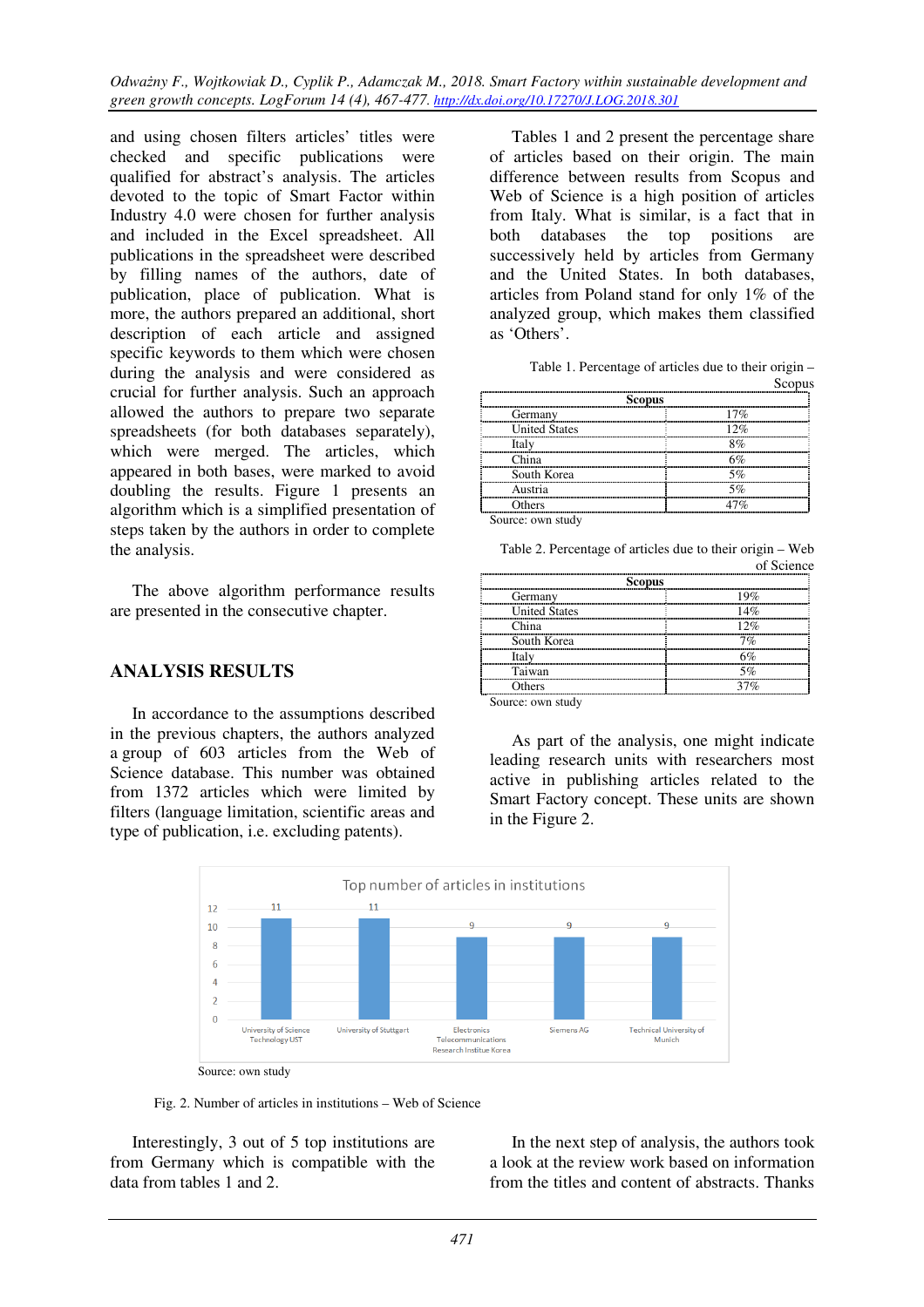and using chosen filters articles' titles were checked and specific publications were qualified for abstract's analysis. The articles devoted to the topic of Smart Factor within Industry 4.0 were chosen for further analysis and included in the Excel spreadsheet. All publications in the spreadsheet were described by filling names of the authors, date of publication, place of publication. What is more, the authors prepared an additional, short description of each article and assigned specific keywords to them which were chosen during the analysis and were considered as crucial for further analysis. Such an approach allowed the authors to prepare two separate spreadsheets (for both databases separately), which were merged. The articles, which appeared in both bases, were marked to avoid doubling the results. Figure 1 presents an algorithm which is a simplified presentation of steps taken by the authors in order to complete the analysis.

The above algorithm performance results are presented in the consecutive chapter.

## ANALYSIS RESULTS

In accordance to the assumptions described in the previous chapters, the authors analyzed a group of 603 articles from the Web of Science database. This number was obtained from 1372 articles which were limited by filters (language limitation, scientific areas and type of publication, i.e. excluding patents).

Tables 1 and 2 present the percentage share of articles based on their origin. The main difference between results from Scopus and Web of Science is a high position of articles from Italy. What is similar, is a fact that in both databases the top positions are successively held by articles from Germany and the United States. In both databases, articles from Poland stand for only 1% of the analyzed group, which makes them classified as 'Others'.

Table 1. Percentage of articles due to their origin – Scopus

| Scopus | |
|---|---|
| Germany | 17% |
| United States | 12% |
| Italy | 8% |
| China | 6% |
| South Korea | 5% |
| Austria | 5% |
| Others | 47% |

Source: own study

Table 2. Percentage of articles due to their origin – Web of Science

| Scopus | |
|---|---|
| Germany | 19% |
| United States | 14% |
| China | 12% |
| South Korea | 7% |
| Italy | 6% |
| Taiwan | 5% |
| Others | 37% |

Source: own study

As part of the analysis, one might indicate leading research units with researchers most active in publishing articles related to the Smart Factory concept. These units are shown in the Figure 2.

Top number of articles in institutions

| Institution | Number of articles |
|---|---|
| University of Science Technology UST | 11 |
| University of Stuttgart | 11 |
| Electronics Telecommunications Research Institue Korea | 9 |
| Siemens AG | 9 |
| Technical University of Munich | 9 |

Source: own study

Fig. 2. Number of articles in institutions – Web of Science

Interestingly, 3 out of 5 top institutions are from Germany which is compatible with the data from tables 1 and 2.

In the next step of analysis, the authors took a look at the review work based on information from the titles and content of abstracts. Thanks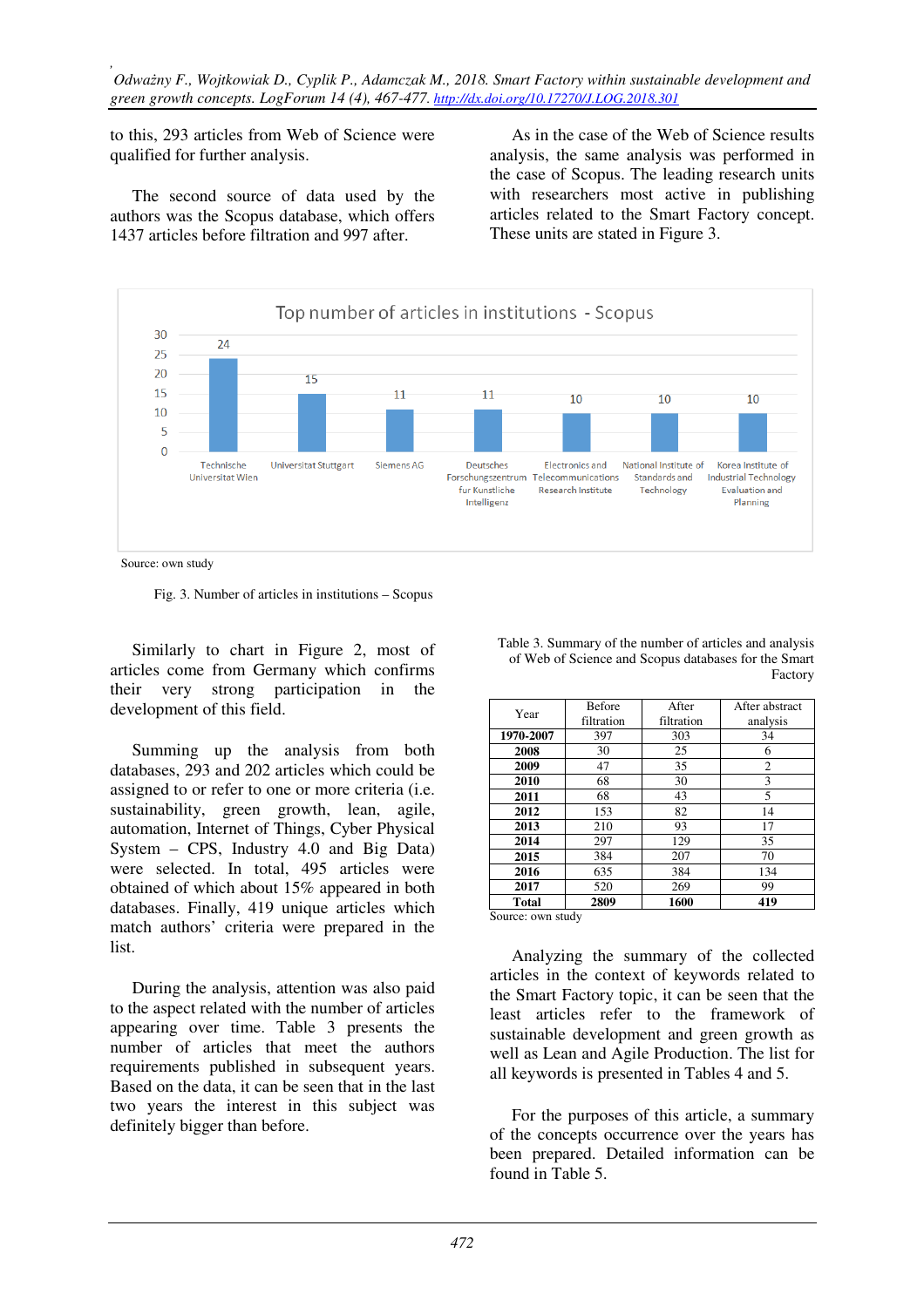to this, 293 articles from Web of Science were qualified for further analysis.

The second source of data used by the authors was the Scopus database, which offers 1437 articles before filtration and 997 after.

As in the case of the Web of Science results analysis, the same analysis was performed in the case of Scopus. The leading research units with researchers most active in publishing articles related to the Smart Factory concept. These units are stated in Figure 3.

Top number of articles in institutions - Scopus

| Institution | Number of articles |
|---|---|
| Technische Universitat Wien | 24 |
| Universitat Stuttgart | 15 |
| Siemens AG | 11 |
| Deutsches Forschungszentrum fur Kunstliche Intelligenz | 11 |
| Electronics and Telecommunications Research Institute | 10 |
| National Institute of Standards and Technology | 10 |
| Korea Institute of Industrial Technology Evaluation and Planning | 10 |

Source: own study

Fig. 3. Number of articles in institutions – Scopus

Similarly to chart in Figure 2, most of articles come from Germany which confirms their very strong participation in the development of this field.

Summing up the analysis from both databases, 293 and 202 articles which could be assigned to or refer to one or more criteria (i.e. sustainability, green growth, lean, agile, automation, Internet of Things, Cyber Physical System – CPS, Industry 4.0 and Big Data) were selected. In total, 495 articles were obtained of which about 15% appeared in both databases. Finally, 419 unique articles which match authors' criteria were prepared in the list.

During the analysis, attention was also paid to the aspect related with the number of articles appearing over time. Table 3 presents the number of articles that meet the authors requirements published in subsequent years. Based on the data, it can be seen that in the last two years the interest in this subject was definitely bigger than before.

Table 3. Summary of the number of articles and analysis of Web of Science and Scopus databases for the Smart Factory

| Year | Before filtration | After filtration | After abstract analysis |
|---|---|---|---|
| **1970-2007** | 397 | 303 | 34 |
| **2008** | 30 | 25 | 6 |
| **2009** | 47 | 35 | 2 |
| **2010** | 68 | 30 | 3 |
| **2011** | 68 | 43 | 5 |
| **2012** | 153 | 82 | 14 |
| **2013** | 210 | 93 | 17 |
| **2014** | 297 | 129 | 35 |
| **2015** | 384 | 207 | 70 |
| **2016** | 635 | 384 | 134 |
| **2017** | 520 | 269 | 99 |
| **Total** | **2809** | **1600** | **419** |

Source: own study

Analyzing the summary of the collected articles in the context of keywords related to the Smart Factory topic, it can be seen that the least articles refer to the framework of sustainable development and green growth as well as Lean and Agile Production. The list for all keywords is presented in Tables 4 and 5.

For the purposes of this article, a summary of the concepts occurrence over the years has been prepared. Detailed information can be found in Table 5.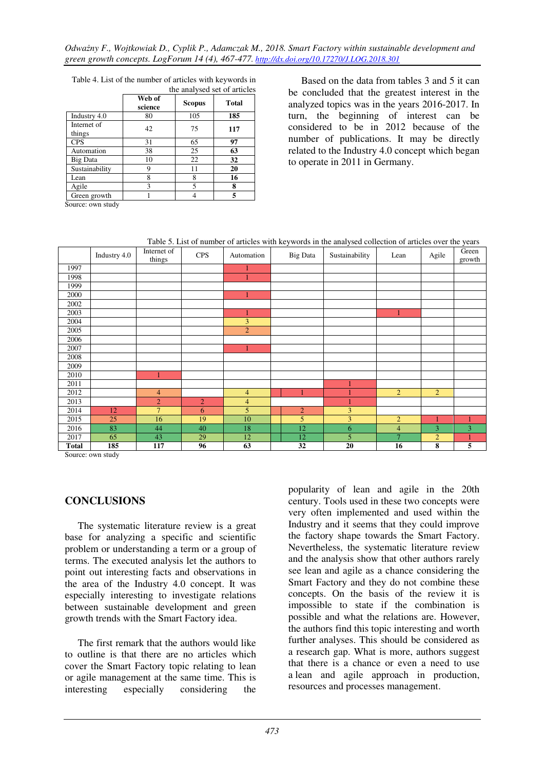Table 4. List of the number of articles with keywords in the analysed set of articles

| | Web of science | Scopus | Total |
|---|---|---|---|
| Industry 4.0 | 80 | 105 | **185** |
| Internet of things | 42 | 75 | **117** |
| CPS | 31 | 65 | **97** |
| Automation | 38 | 25 | **63** |
| Big Data | 10 | 22 | **32** |
| Sustainability | 9 | 11 | **20** |
| Lean | 8 | 8 | **16** |
| Agile | 3 | 5 | **8** |
| Green growth | 1 | 4 | **5** |

Source: own study

Based on the data from tables 3 and 5 it can be concluded that the greatest interest in the analyzed topics was in the years 2016-2017. In turn, the beginning of interest can be considered to be in 2012 because of the number of publications. It may be directly related to the Industry 4.0 concept which began to operate in 2011 in Germany.

Table 5. List of number of articles with keywords in the analysed collection of articles over the years

| | Industry 4.0 | Internet of things | CPS | Automation | Big Data | Sustainability | Lean | Agile | Green growth |
|---|---|---|---|---|---|---|---|---|---|
| 1997 | | | | 1 | | | | | |
| 1998 | | | | 1 | | | | | |
| 1999 | | | | | | | | | |
| 2000 | | | | 1 | | | | | |
| 2002 | | | | | | | | | |
| 2003 | | | | 1 | | | 1 | | |
| 2004 | | | | 3 | | | | | |
| 2005 | | | | 2 | | | | | |
| 2006 | | | | | | | | | |
| 2007 | | | | 1 | | | | | |
| 2008 | | | | | | | | | |
| 2009 | | | | | | | | | |
| 2010 | | 1 | | | | | | | |
| 2011 | | | | | | 1 | | | |
| 2012 | | 4 | | 4 | 1 | 1 | 2 | 2 | |
| 2013 | | 2 | 2 | 4 | | 1 | | | |
| 2014 | 12 | 7 | 6 | 5 | 2 | 3 | | | |
| 2015 | 25 | 16 | 19 | 10 | 5 | 3 | 2 | 1 | 1 |
| 2016 | 83 | 44 | 40 | 18 | 12 | 6 | 4 | 3 | 3 |
| 2017 | 65 | 43 | 29 | 12 | 12 | 5 | 7 | 2 | 1 |
| **Total** | **185** | **117** | **96** | **63** | **32** | **20** | **16** | **8** | **5** |

Source: own study

## CONCLUSIONS

The systematic literature review is a great base for analyzing a specific and scientific problem or understanding a term or a group of terms. The executed analysis let the authors to point out interesting facts and observations in the area of the Industry 4.0 concept. It was especially interesting to investigate relations between sustainable development and green growth trends with the Smart Factory idea.

The first remark that the authors would like to outline is that there are no articles which cover the Smart Factory topic relating to lean or agile management at the same time. This is interesting especially considering the popularity of lean and agile in the 20th century. Tools used in these two concepts were very often implemented and used within the Industry and it seems that they could improve the factory shape towards the Smart Factory. Nevertheless, the systematic literature review and the analysis show that other authors rarely see lean and agile as a chance considering the Smart Factory and they do not combine these concepts. On the basis of the review it is impossible to state if the combination is possible and what the relations are. However, the authors find this topic interesting and worth further analyses. This should be considered as a research gap. What is more, authors suggest that there is a chance or even a need to use a lean and agile approach in production, resources and processes management.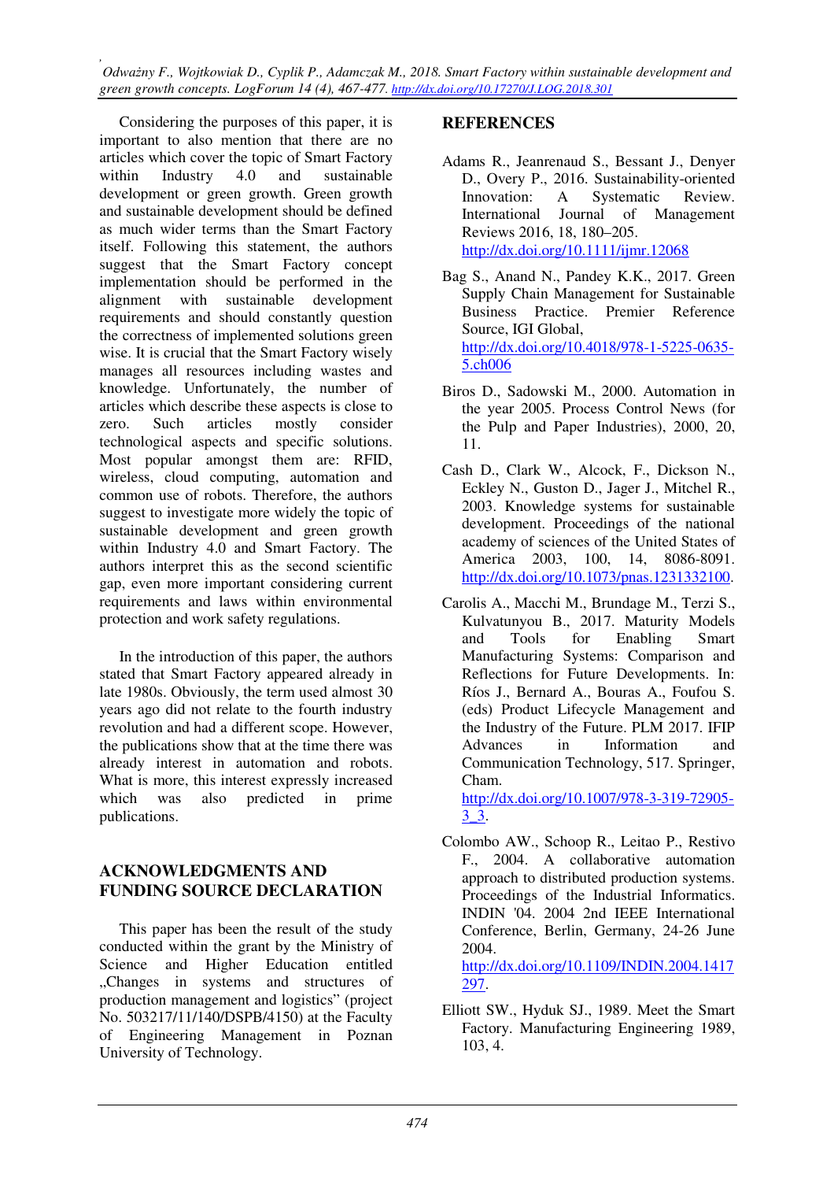Considering the purposes of this paper, it is important to also mention that there are no articles which cover the topic of Smart Factory within Industry 4.0 and sustainable development or green growth. Green growth and sustainable development should be defined as much wider terms than the Smart Factory itself. Following this statement, the authors suggest that the Smart Factory concept implementation should be performed in the alignment with sustainable development requirements and should constantly question the correctness of implemented solutions green wise. It is crucial that the Smart Factory wisely manages all resources including wastes and knowledge. Unfortunately, the number of articles which describe these aspects is close to zero. Such articles mostly consider technological aspects and specific solutions. Most popular amongst them are: RFID, wireless, cloud computing, automation and common use of robots. Therefore, the authors suggest to investigate more widely the topic of sustainable development and green growth within Industry 4.0 and Smart Factory. The authors interpret this as the second scientific gap, even more important considering current requirements and laws within environmental protection and work safety regulations.

In the introduction of this paper, the authors stated that Smart Factory appeared already in late 1980s. Obviously, the term used almost 30 years ago did not relate to the fourth industry revolution and had a different scope. However, the publications show that at the time there was already interest in automation and robots. What is more, this interest expressly increased which was also predicted in prime publications.

## ACKNOWLEDGMENTS AND FUNDING SOURCE DECLARATION

This paper has been the result of the study conducted within the grant by the Ministry of Science and Higher Education entitled „Changes in systems and structures of production management and logistics" (project No. 503217/11/140/DSPB/4150) at the Faculty of Engineering Management in Poznan University of Technology.

## REFERENCES

Adams R., Jeanrenaud S., Bessant J., Denyer D., Overy P., 2016. Sustainability-oriented Innovation: A Systematic Review. International Journal of Management Reviews 2016, 18, 180–205. http://dx.doi.org/10.1111/ijmr.12068

Bag S., Anand N., Pandey K.K., 2017. Green Supply Chain Management for Sustainable Business Practice. Premier Reference Source, IGI Global, http://dx.doi.org/10.4018/978-1-5225-0635-5.ch006

Biros D., Sadowski M., 2000. Automation in the year 2005. Process Control News (for the Pulp and Paper Industries), 2000, 20, 11.

Cash D., Clark W., Alcock, F., Dickson N., Eckley N., Guston D., Jager J., Mitchel R., 2003. Knowledge systems for sustainable development. Proceedings of the national academy of sciences of the United States of America 2003, 100, 14, 8086-8091. http://dx.doi.org/10.1073/pnas.1231332100.

Carolis A., Macchi M., Brundage M., Terzi S., Kulvatunyou B., 2017. Maturity Models and Tools for Enabling Smart Manufacturing Systems: Comparison and Reflections for Future Developments. In: Ríos J., Bernard A., Bouras A., Foufou S. (eds) Product Lifecycle Management and the Industry of the Future. PLM 2017. IFIP Advances in Information and Communication Technology, 517. Springer, Cham. http://dx.doi.org/10.1007/978-3-319-72905-3_3.

Colombo AW., Schoop R., Leitao P., Restivo F., 2004. A collaborative automation approach to distributed production systems. Proceedings of the Industrial Informatics. INDIN '04. 2004 2nd IEEE International Conference, Berlin, Germany, 24-26 June 2004. http://dx.doi.org/10.1109/INDIN.2004.1417297.

Elliott SW., Hyduk SJ., 1989. Meet the Smart Factory. Manufacturing Engineering 1989, 103, 4.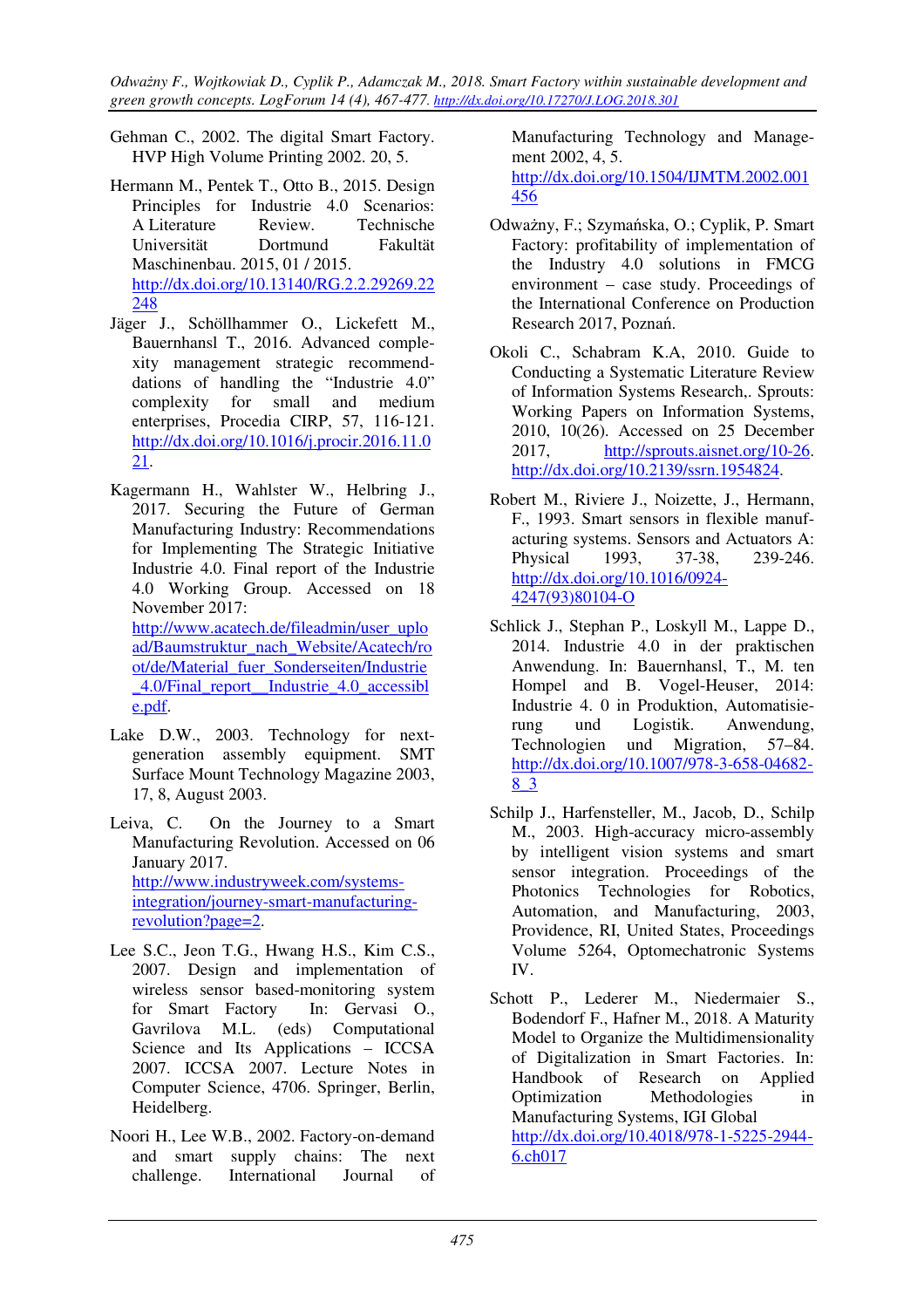Gehman C., 2002. The digital Smart Factory. HVP High Volume Printing 2002. 20, 5.

Hermann M., Pentek T., Otto B., 2015. Design Principles for Industrie 4.0 Scenarios: A Literature Review. Technische Universität Dortmund Fakultät Maschinenbau. 2015, 01 / 2015. http://dx.doi.org/10.13140/RG.2.2.29269.22248

Jäger J., Schöllhammer O., Lickefett M., Bauernhansl T., 2016. Advanced complexity management strategic recommendations of handling the "Industrie 4.0" complexity for small and medium enterprises, Procedia CIRP, 57, 116-121. http://dx.doi.org/10.1016/j.procir.2016.11.021.

Kagermann H., Wahlster W., Helbring J., 2017. Securing the Future of German Manufacturing Industry: Recommendations for Implementing The Strategic Initiative Industrie 4.0. Final report of the Industrie 4.0 Working Group. Accessed on 18 November 2017: http://www.acatech.de/fileadmin/user_upload/Baumstruktur_nach_Website/Acatech/root/de/Material_fuer_Sonderseiten/Industrie_4.0/Final_report__Industrie_4.0_accessible.pdf.

Lake D.W., 2003. Technology for next-generation assembly equipment. SMT Surface Mount Technology Magazine 2003, 17, 8, August 2003.

Leiva, C. On the Journey to a Smart Manufacturing Revolution. Accessed on 06 January 2017. http://www.industryweek.com/systems-integration/journey-smart-manufacturing-revolution?page=2.

Lee S.C., Jeon T.G., Hwang H.S., Kim C.S., 2007. Design and implementation of wireless sensor based-monitoring system for Smart Factory In: Gervasi O., Gavrilova M.L. (eds) Computational Science and Its Applications – ICCSA 2007. ICCSA 2007. Lecture Notes in Computer Science, 4706. Springer, Berlin, Heidelberg.

Noori H., Lee W.B., 2002. Factory-on-demand and smart supply chains: The next challenge. International Journal of Manufacturing Technology and Management 2002, 4, 5. http://dx.doi.org/10.1504/IJMTM.2002.001456

Odważny, F.; Szymańska, O.; Cyplik, P. Smart Factory: profitability of implementation of the Industry 4.0 solutions in FMCG environment – case study. Proceedings of the International Conference on Production Research 2017, Poznań.

Okoli C., Schabram K.A, 2010. Guide to Conducting a Systematic Literature Review of Information Systems Research,. Sprouts: Working Papers on Information Systems, 2010, 10(26). Accessed on 25 December 2017, http://sprouts.aisnet.org/10-26. http://dx.doi.org/10.2139/ssrn.1954824.

Robert M., Riviere J., Noizette, J., Hermann, F., 1993. Smart sensors in flexible manufacturing systems. Sensors and Actuators A: Physical 1993, 37-38, 239-246. http://dx.doi.org/10.1016/0924-4247(93)80104-O

Schlick J., Stephan P., Loskyll M., Lappe D., 2014. Industrie 4.0 in der praktischen Anwendung. In: Bauernhansl, T., M. ten Hompel and B. Vogel-Heuser, 2014: Industrie 4. 0 in Produktion, Automatisierung und Logistik. Anwendung, Technologien und Migration, 57–84. http://dx.doi.org/10.1007/978-3-658-04682-8_3

Schilp J., Harfensteller, M., Jacob, D., Schilp M., 2003. High-accuracy micro-assembly by intelligent vision systems and smart sensor integration. Proceedings of the Photonics Technologies for Robotics, Automation, and Manufacturing, 2003, Providence, RI, United States, Proceedings Volume 5264, Optomechatronic Systems IV.

Schott P., Lederer M., Niedermaier S., Bodendorf F., Hafner M., 2018. A Maturity Model to Organize the Multidimensionality of Digitalization in Smart Factories. In: Handbook of Research on Applied Optimization Methodologies in Manufacturing Systems, IGI Global http://dx.doi.org/10.4018/978-1-5225-2944-6.ch017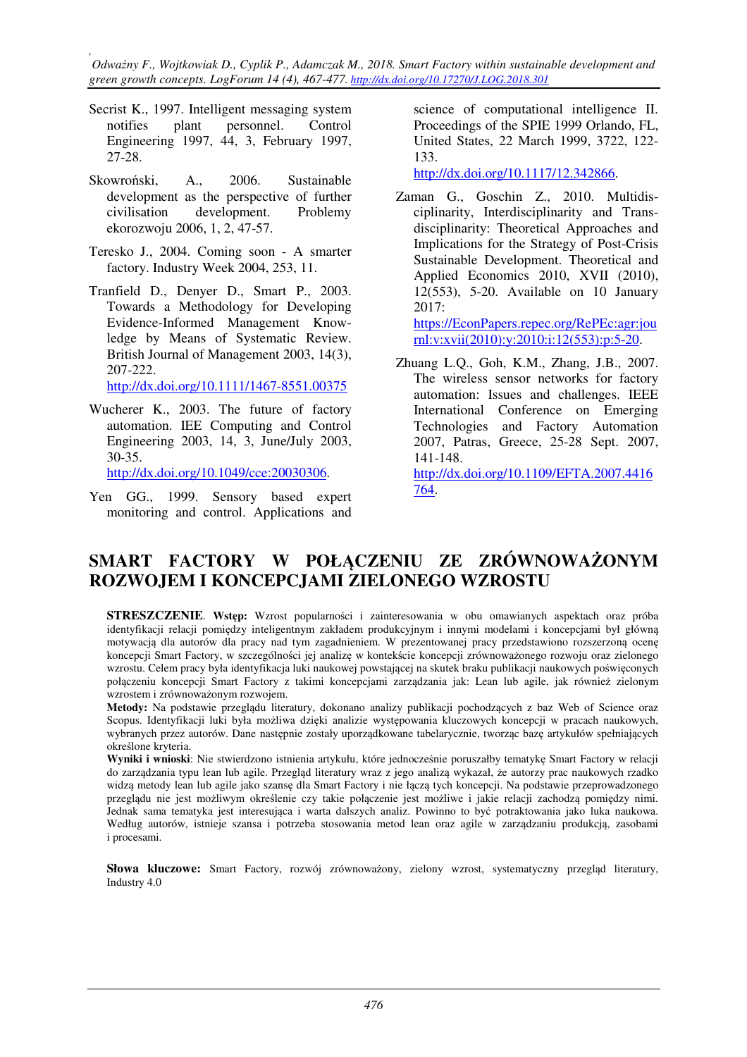Secrist K., 1997. Intelligent messaging system notifies plant personnel. Control Engineering 1997, 44, 3, February 1997, 27-28.

Skowroński, A., 2006. Sustainable development as the perspective of further civilisation development. Problemy ekorozwoju 2006, 1, 2, 47-57.

Teresko J., 2004. Coming soon - A smarter factory. Industry Week 2004, 253, 11.

Tranfield D., Denyer D., Smart P., 2003. Towards a Methodology for Developing Evidence-Informed Management Knowledge by Means of Systematic Review. British Journal of Management 2003, 14(3), 207-222. http://dx.doi.org/10.1111/1467-8551.00375

Wucherer K., 2003. The future of factory automation. IEE Computing and Control Engineering 2003, 14, 3, June/July 2003, 30-35. http://dx.doi.org/10.1049/cce:20030306.

Yen GG., 1999. Sensory based expert monitoring and control. Applications and science of computational intelligence II. Proceedings of the SPIE 1999 Orlando, FL, United States, 22 March 1999, 3722, 122-133. http://dx.doi.org/10.1117/12.342866.

Zaman G., Goschin Z., 2010. Multidisciplinarity, Interdisciplinarity and Transdisciplinarity: Theoretical Approaches and Implications for the Strategy of Post-Crisis Sustainable Development. Theoretical and Applied Economics 2010, XVII (2010), 12(553), 5-20. Available on 10 January 2017: https://EconPapers.repec.org/RePEc:agr:journl:v:xvii(2010):y:2010:i:12(553):p:5-20.

Zhuang L.Q., Goh, K.M., Zhang, J.B., 2007. The wireless sensor networks for factory automation: Issues and challenges. IEEE International Conference on Emerging Technologies and Factory Automation 2007, Patras, Greece, 25-28 Sept. 2007, 141-148. http://dx.doi.org/10.1109/EFTA.2007.4416764.

# SMART FACTORY W POŁĄCZENIU ZE ZRÓWNOWAŻONYM ROZWOJEM I KONCEPCJAMI ZIELONEGO WZROSTU

**STRESZCZENIE**. **Wstęp:** Wzrost popularności i zainteresowania w obu omawianych aspektach oraz próba identyfikacji relacji pomiędzy inteligentnym zakładem produkcyjnym i innymi modelami i koncepcjami był główną motywacją dla autorów dla pracy nad tym zagadnieniem. W prezentowanej pracy przedstawiono rozszerzoną ocenę koncepcji Smart Factory, w szczególności jej analizę w kontekście koncepcji zrównoważonego rozwoju oraz zielonego wzrostu. Celem pracy była identyfikacja luki naukowej powstającej na skutek braku publikacji naukowych poświęconych połączeniu koncepcji Smart Factory z takimi koncepcjami zarządzania jak: Lean lub agile, jak również zielonym wzrostem i zrównoważonym rozwojem.

**Metody:** Na podstawie przeglądu literatury, dokonano analizy publikacji pochodzących z baz Web of Science oraz Scopus. Identyfikacji luki była możliwa dzięki analizie występowania kluczowych koncepcji w pracach naukowych, wybranych przez autorów. Dane następnie zostały uporządkowane tabelarycznie, tworząc bazę artykułów spełniających określone kryteria.

**Wyniki i wnioski**: Nie stwierdzono istnienia artykułu, które jednocześnie poruszałby tematykę Smart Factory w relacji do zarządzania typu lean lub agile. Przegląd literatury wraz z jego analizą wykazał, że autorzy prac naukowych rzadko widzą metody lean lub agile jako szansę dla Smart Factory i nie łączą tych koncepcji. Na podstawie przeprowadzonego przeglądu nie jest możliwym określenie czy takie połączenie jest możliwe i jakie relacji zachodzą pomiędzy nimi. Jednak sama tematyka jest interesująca i warta dalszych analiz. Powinno to być potraktowania jako luka naukowa. Według autorów, istnieje szansa i potrzeba stosowania metod lean oraz agile w zarządzaniu produkcją, zasobami i procesami.

**Słowa kluczowe:** Smart Factory, rozwój zrównoważony, zielony wzrost, systematyczny przegląd literatury, Industry 4.0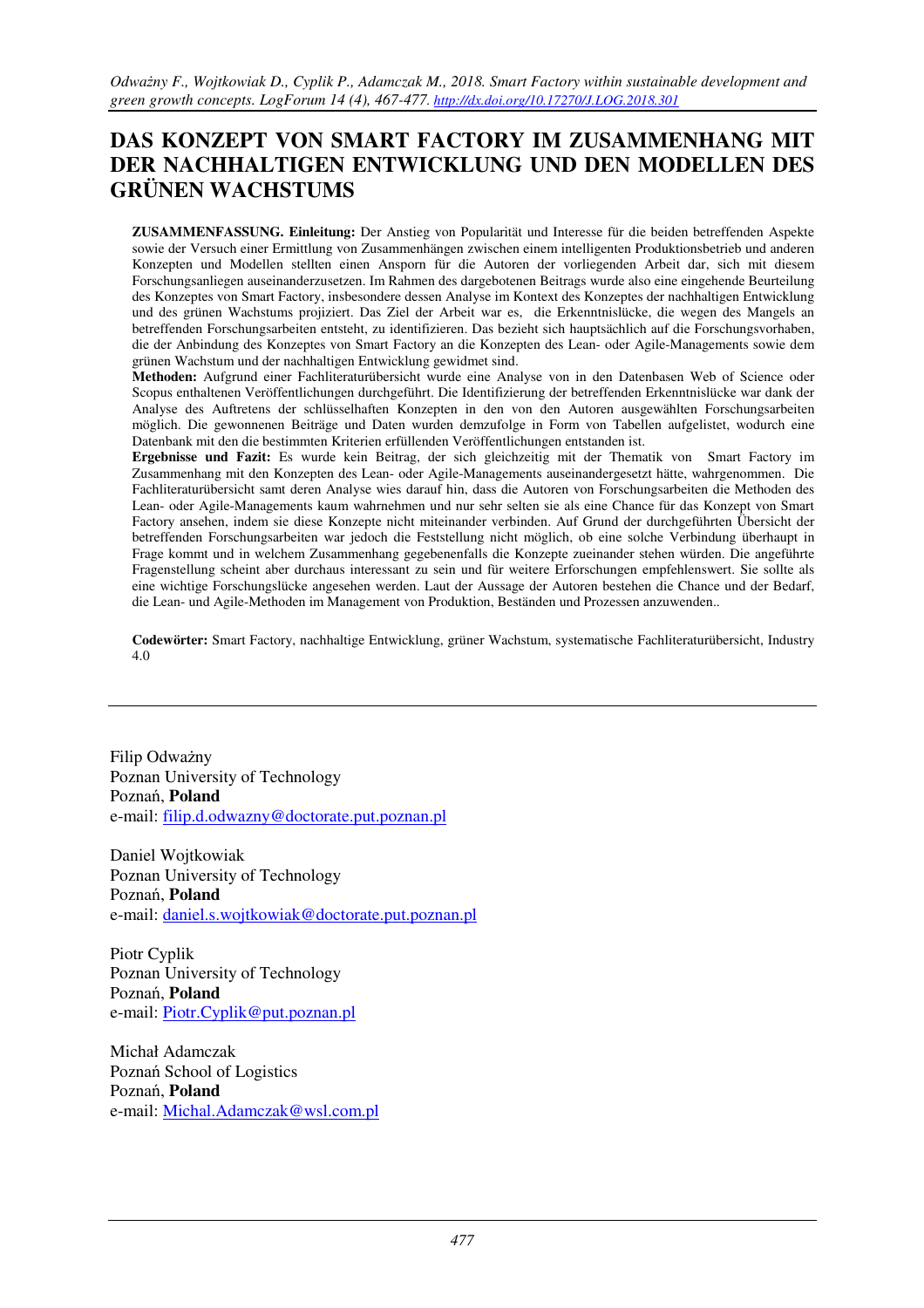# DAS KONZEPT VON SMART FACTORY IM ZUSAMMENHANG MIT DER NACHHALTIGEN ENTWICKLUNG UND DEN MODELLEN DES GRÜNEN WACHSTUMS

**ZUSAMMENFASSUNG. Einleitung:** Der Anstieg von Popularität und Interesse für die beiden betreffenden Aspekte sowie der Versuch einer Ermittlung von Zusammenhängen zwischen einem intelligenten Produktionsbetrieb und anderen Konzepten und Modellen stellten einen Ansporn für die Autoren der vorliegenden Arbeit dar, sich mit diesem Forschungsanliegen auseinanderzusetzen. Im Rahmen des dargebotenen Beitrags wurde also eine eingehende Beurteilung des Konzeptes von Smart Factory, insbesondere dessen Analyse im Kontext des Konzeptes der nachhaltigen Entwicklung und des grünen Wachstums projiziert. Das Ziel der Arbeit war es, die Erkenntnislücke, die wegen des Mangels an betreffenden Forschungsarbeiten entsteht, zu identifizieren. Das bezieht sich hauptsächlich auf die Forschungsvorhaben, die der Anbindung des Konzeptes von Smart Factory an die Konzepten des Lean- oder Agile-Managements sowie dem grünen Wachstum und der nachhaltigen Entwicklung gewidmet sind.

**Methoden:** Aufgrund einer Fachliteraturübersicht wurde eine Analyse von in den Datenbasen Web of Science oder Scopus enthaltenen Veröffentlichungen durchgeführt. Die Identifizierung der betreffenden Erkenntnislücke war dank der Analyse des Auftretens der schlüsselhaften Konzepten in den von den Autoren ausgewählten Forschungsarbeiten möglich. Die gewonnenen Beiträge und Daten wurden demzufolge in Form von Tabellen aufgelistet, wodurch eine Datenbank mit den die bestimmten Kriterien erfüllenden Veröffentlichungen entstanden ist.

**Ergebnisse und Fazit:** Es wurde kein Beitrag, der sich gleichzeitig mit der Thematik von Smart Factory im Zusammenhang mit den Konzepten des Lean- oder Agile-Managements auseinandergesetzt hätte, wahrgenommen. Die Fachliteraturübersicht samt deren Analyse wies darauf hin, dass die Autoren von Forschungsarbeiten die Methoden des Lean- oder Agile-Managements kaum wahrnehmen und nur sehr selten sie als eine Chance für das Konzept von Smart Factory ansehen, indem sie diese Konzepte nicht miteinander verbinden. Auf Grund der durchgeführten Übersicht der betreffenden Forschungsarbeiten war jedoch die Feststellung nicht möglich, ob eine solche Verbindung überhaupt in Frage kommt und in welchem Zusammenhang gegebenenfalls die Konzepte zueinander stehen würden. Die angeführte Fragenstellung scheint aber durchaus interessant zu sein und für weitere Erforschungen empfehlenswert. Sie sollte als eine wichtige Forschungslücke angesehen werden. Laut der Aussage der Autoren bestehen die Chance und der Bedarf, die Lean- und Agile-Methoden im Management von Produktion, Beständen und Prozessen anzuwenden..

**Codewörter:** Smart Factory, nachhaltige Entwicklung, grüner Wachstum, systematische Fachliteraturübersicht, Industry 4.0

---

Filip Odważny
Poznan University of Technology
Poznań, **Poland**
e-mail: filip.d.odwazny@doctorate.put.poznan.pl

Daniel Wojtkowiak
Poznan University of Technology
Poznań, **Poland**
e-mail: daniel.s.wojtkowiak@doctorate.put.poznan.pl

Piotr Cyplik
Poznan University of Technology
Poznań, **Poland**
e-mail: Piotr.Cyplik@put.poznan.pl

Michał Adamczak
Poznań School of Logistics
Poznań, **Poland**
e-mail: Michal.Adamczak@wsl.com.pl